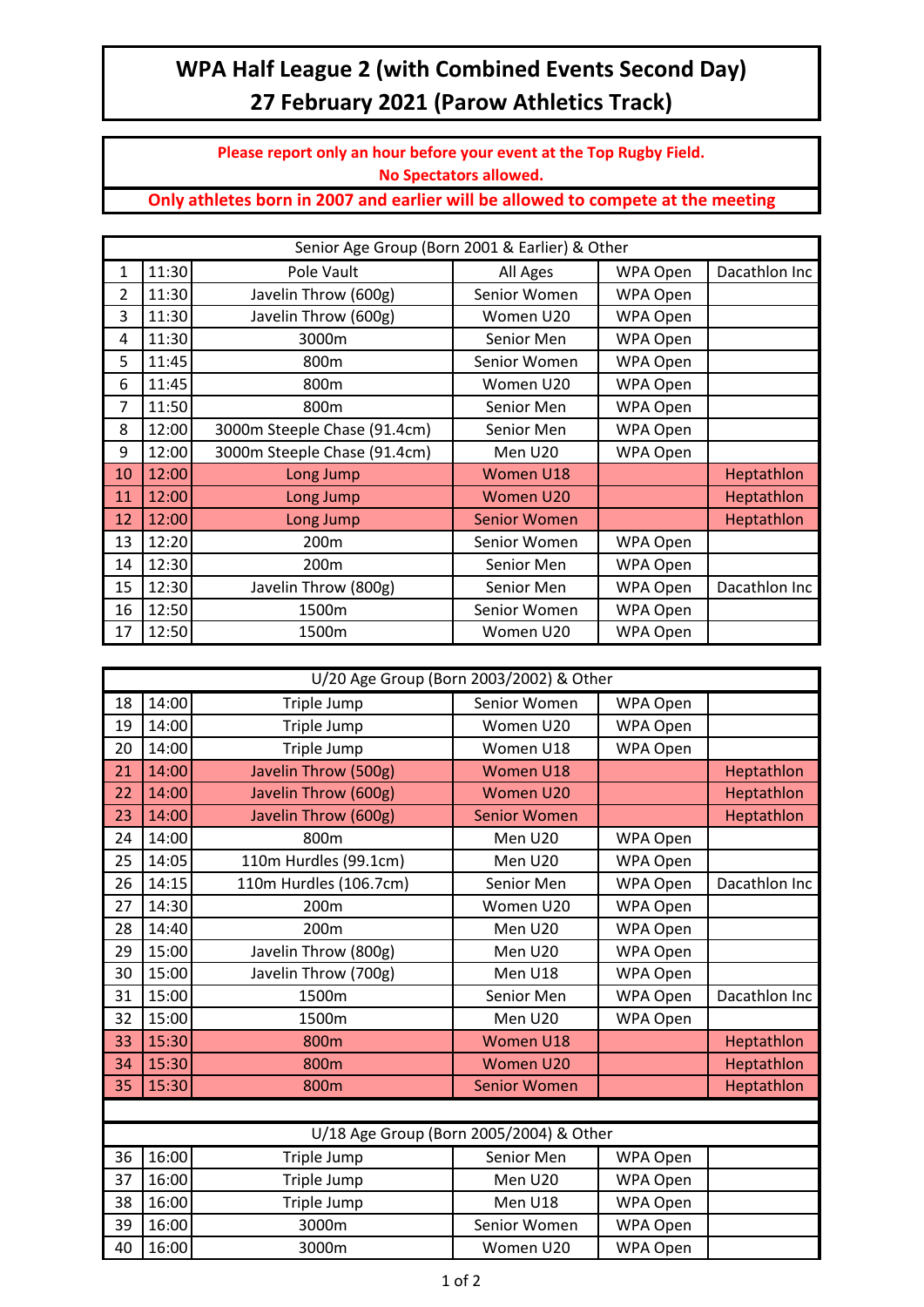# WPA Half League 2 (with Combined Events Second Day)
# 27 February 2021 (Parow Athletics Track)

**Please report only an hour before your event at the Top Rugby Field.**
**No Spectators allowed.**
**Only athletes born in 2007 and earlier will be allowed to compete at the meeting**

| Senior Age Group (Born 2001 & Earlier) & Other | | | | | |
|---|---|---|---|---|---|
| 1 | 11:30 | Pole Vault | All Ages | WPA Open | Dacathlon Inc |
| 2 | 11:30 | Javelin Throw (600g) | Senior Women | WPA Open | |
| 3 | 11:30 | Javelin Throw (600g) | Women U20 | WPA Open | |
| 4 | 11:30 | 3000m | Senior Men | WPA Open | |
| 5 | 11:45 | 800m | Senior Women | WPA Open | |
| 6 | 11:45 | 800m | Women U20 | WPA Open | |
| 7 | 11:50 | 800m | Senior Men | WPA Open | |
| 8 | 12:00 | 3000m Steeple Chase (91.4cm) | Senior Men | WPA Open | |
| 9 | 12:00 | 3000m Steeple Chase (91.4cm) | Men U20 | WPA Open | |
| 10 | 12:00 | Long Jump | Women U18 | | Heptathlon |
| 11 | 12:00 | Long Jump | Women U20 | | Heptathlon |
| 12 | 12:00 | Long Jump | Senior Women | | Heptathlon |
| 13 | 12:20 | 200m | Senior Women | WPA Open | |
| 14 | 12:30 | 200m | Senior Men | WPA Open | |
| 15 | 12:30 | Javelin Throw (800g) | Senior Men | WPA Open | Dacathlon Inc |
| 16 | 12:50 | 1500m | Senior Women | WPA Open | |
| 17 | 12:50 | 1500m | Women U20 | WPA Open | |

| U/20 Age Group (Born 2003/2002) & Other | | | | | |
|---|---|---|---|---|---|
| 18 | 14:00 | Triple Jump | Senior Women | WPA Open | |
| 19 | 14:00 | Triple Jump | Women U20 | WPA Open | |
| 20 | 14:00 | Triple Jump | Women U18 | WPA Open | |
| 21 | 14:00 | Javelin Throw (500g) | Women U18 | | Heptathlon |
| 22 | 14:00 | Javelin Throw (600g) | Women U20 | | Heptathlon |
| 23 | 14:00 | Javelin Throw (600g) | Senior Women | | Heptathlon |
| 24 | 14:00 | 800m | Men U20 | WPA Open | |
| 25 | 14:05 | 110m Hurdles (99.1cm) | Men U20 | WPA Open | |
| 26 | 14:15 | 110m Hurdles (106.7cm) | Senior Men | WPA Open | Dacathlon Inc |
| 27 | 14:30 | 200m | Women U20 | WPA Open | |
| 28 | 14:40 | 200m | Men U20 | WPA Open | |
| 29 | 15:00 | Javelin Throw (800g) | Men U20 | WPA Open | |
| 30 | 15:00 | Javelin Throw (700g) | Men U18 | WPA Open | |
| 31 | 15:00 | 1500m | Senior Men | WPA Open | Dacathlon Inc |
| 32 | 15:00 | 1500m | Men U20 | WPA Open | |
| 33 | 15:30 | 800m | Women U18 | | Heptathlon |
| 34 | 15:30 | 800m | Women U20 | | Heptathlon |
| 35 | 15:30 | 800m | Senior Women | | Heptathlon |

| U/18 Age Group (Born 2005/2004) & Other | | | | | |
|---|---|---|---|---|---|
| 36 | 16:00 | Triple Jump | Senior Men | WPA Open | |
| 37 | 16:00 | Triple Jump | Men U20 | WPA Open | |
| 38 | 16:00 | Triple Jump | Men U18 | WPA Open | |
| 39 | 16:00 | 3000m | Senior Women | WPA Open | |
| 40 | 16:00 | 3000m | Women U20 | WPA Open | |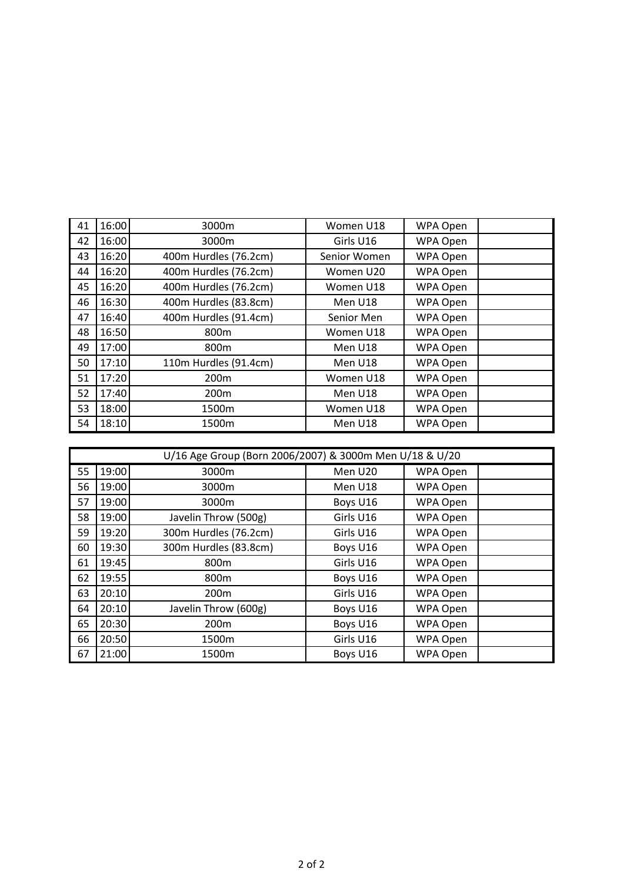| | | | | | |
|---|---|---|---|---|---|
| 41 | 16:00 | 3000m | Women U18 | WPA Open | |
| 42 | 16:00 | 3000m | Girls U16 | WPA Open | |
| 43 | 16:20 | 400m Hurdles (76.2cm) | Senior Women | WPA Open | |
| 44 | 16:20 | 400m Hurdles (76.2cm) | Women U20 | WPA Open | |
| 45 | 16:20 | 400m Hurdles (76.2cm) | Women U18 | WPA Open | |
| 46 | 16:30 | 400m Hurdles (83.8cm) | Men U18 | WPA Open | |
| 47 | 16:40 | 400m Hurdles (91.4cm) | Senior Men | WPA Open | |
| 48 | 16:50 | 800m | Women U18 | WPA Open | |
| 49 | 17:00 | 800m | Men U18 | WPA Open | |
| 50 | 17:10 | 110m Hurdles (91.4cm) | Men U18 | WPA Open | |
| 51 | 17:20 | 200m | Women U18 | WPA Open | |
| 52 | 17:40 | 200m | Men U18 | WPA Open | |
| 53 | 18:00 | 1500m | Women U18 | WPA Open | |
| 54 | 18:10 | 1500m | Men U18 | WPA Open | |

| U/16 Age Group (Born 2006/2007) & 3000m Men U/18 & U/20 | | | | | |
|---|---|---|---|---|---|
| 55 | 19:00 | 3000m | Men U20 | WPA Open | |
| 56 | 19:00 | 3000m | Men U18 | WPA Open | |
| 57 | 19:00 | 3000m | Boys U16 | WPA Open | |
| 58 | 19:00 | Javelin Throw (500g) | Girls U16 | WPA Open | |
| 59 | 19:20 | 300m Hurdles (76.2cm) | Girls U16 | WPA Open | |
| 60 | 19:30 | 300m Hurdles (83.8cm) | Boys U16 | WPA Open | |
| 61 | 19:45 | 800m | Girls U16 | WPA Open | |
| 62 | 19:55 | 800m | Boys U16 | WPA Open | |
| 63 | 20:10 | 200m | Girls U16 | WPA Open | |
| 64 | 20:10 | Javelin Throw (600g) | Boys U16 | WPA Open | |
| 65 | 20:30 | 200m | Boys U16 | WPA Open | |
| 66 | 20:50 | 1500m | Girls U16 | WPA Open | |
| 67 | 21:00 | 1500m | Boys U16 | WPA Open | |